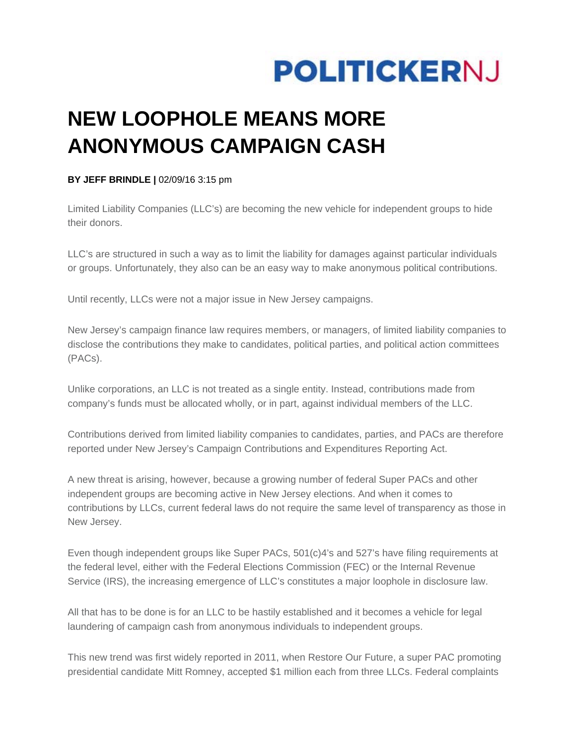POLITICKERNJ

# NEW LOOPHOLE MEANS MORE ANONYMOUS CAMPAIGN CASH

**BY JEFF BRINDLE |** 02/09/16 3:15 pm

Limited Liability Companies (LLC's) are becoming the new vehicle for independent groups to hide their donors.

LLC's are structured in such a way as to limit the liability for damages against particular individuals or groups. Unfortunately, they also can be an easy way to make anonymous political contributions.

Until recently, LLCs were not a major issue in New Jersey campaigns.

New Jersey's campaign finance law requires members, or managers, of limited liability companies to disclose the contributions they make to candidates, political parties, and political action committees (PACs).

Unlike corporations, an LLC is not treated as a single entity. Instead, contributions made from company's funds must be allocated wholly, or in part, against individual members of the LLC.

Contributions derived from limited liability companies to candidates, parties, and PACs are therefore reported under New Jersey's Campaign Contributions and Expenditures Reporting Act.

A new threat is arising, however, because a growing number of federal Super PACs and other independent groups are becoming active in New Jersey elections. And when it comes to contributions by LLCs, current federal laws do not require the same level of transparency as those in New Jersey.

Even though independent groups like Super PACs, 501(c)4's and 527's have filing requirements at the federal level, either with the Federal Elections Commission (FEC) or the Internal Revenue Service (IRS), the increasing emergence of LLC's constitutes a major loophole in disclosure law.

All that has to be done is for an LLC to be hastily established and it becomes a vehicle for legal laundering of campaign cash from anonymous individuals to independent groups.

This new trend was first widely reported in 2011, when Restore Our Future, a super PAC promoting presidential candidate Mitt Romney, accepted $1 million each from three LLCs. Federal complaints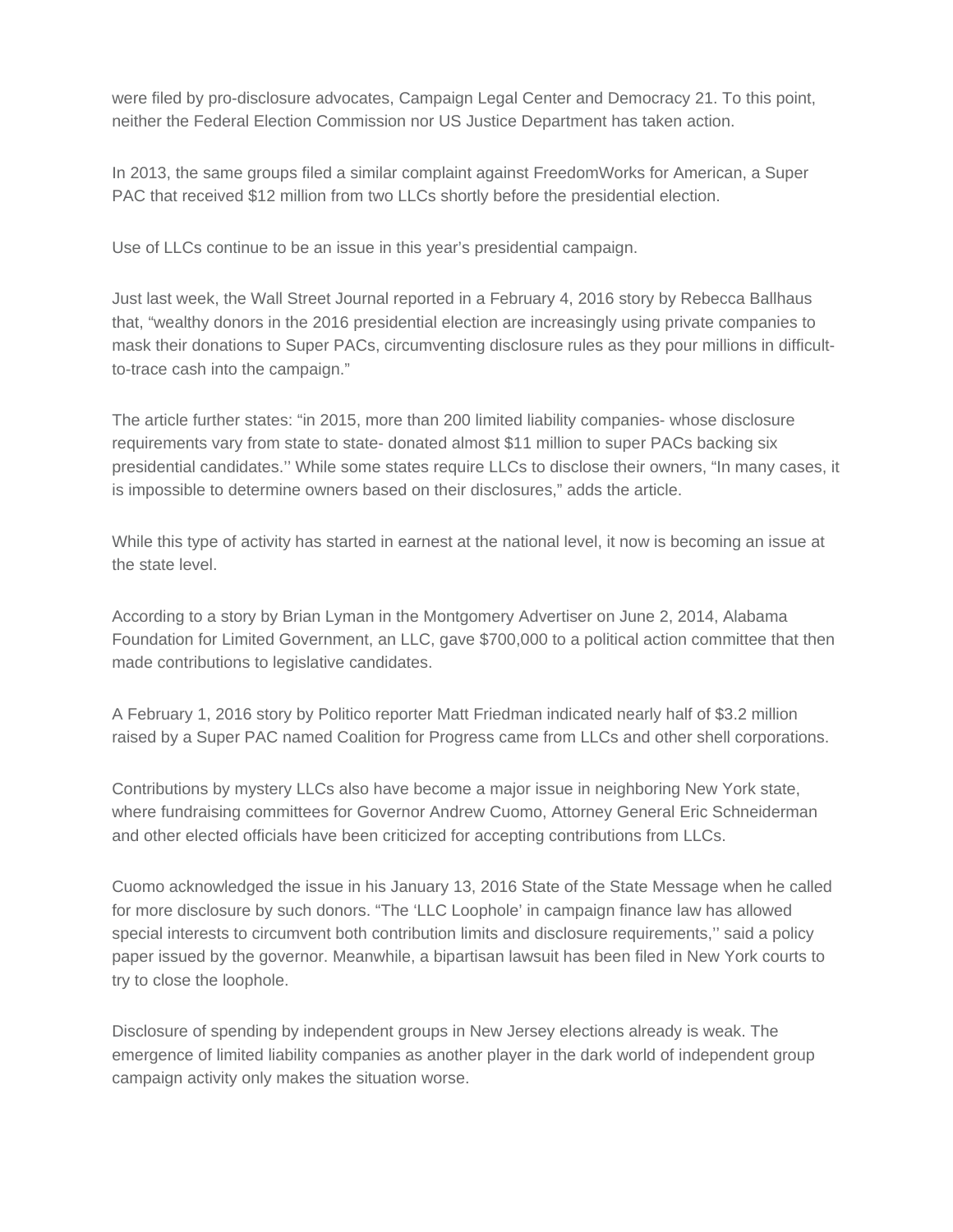were filed by pro-disclosure advocates, Campaign Legal Center and Democracy 21. To this point, neither the Federal Election Commission nor US Justice Department has taken action.

In 2013, the same groups filed a similar complaint against FreedomWorks for American, a Super PAC that received $12 million from two LLCs shortly before the presidential election.

Use of LLCs continue to be an issue in this year's presidential campaign.

Just last week, the Wall Street Journal reported in a February 4, 2016 story by Rebecca Ballhaus that, "wealthy donors in the 2016 presidential election are increasingly using private companies to mask their donations to Super PACs, circumventing disclosure rules as they pour millions in difficult-to-trace cash into the campaign."

The article further states: "in 2015, more than 200 limited liability companies- whose disclosure requirements vary from state to state- donated almost $11 million to super PACs backing six presidential candidates.'' While some states require LLCs to disclose their owners, "In many cases, it is impossible to determine owners based on their disclosures," adds the article.

While this type of activity has started in earnest at the national level, it now is becoming an issue at the state level.

According to a story by Brian Lyman in the Montgomery Advertiser on June 2, 2014, Alabama Foundation for Limited Government, an LLC, gave $700,000 to a political action committee that then made contributions to legislative candidates.

A February 1, 2016 story by Politico reporter Matt Friedman indicated nearly half of $3.2 million raised by a Super PAC named Coalition for Progress came from LLCs and other shell corporations.

Contributions by mystery LLCs also have become a major issue in neighboring New York state, where fundraising committees for Governor Andrew Cuomo, Attorney General Eric Schneiderman and other elected officials have been criticized for accepting contributions from LLCs.

Cuomo acknowledged the issue in his January 13, 2016 State of the State Message when he called for more disclosure by such donors. "The 'LLC Loophole' in campaign finance law has allowed special interests to circumvent both contribution limits and disclosure requirements,'' said a policy paper issued by the governor. Meanwhile, a bipartisan lawsuit has been filed in New York courts to try to close the loophole.

Disclosure of spending by independent groups in New Jersey elections already is weak. The emergence of limited liability companies as another player in the dark world of independent group campaign activity only makes the situation worse.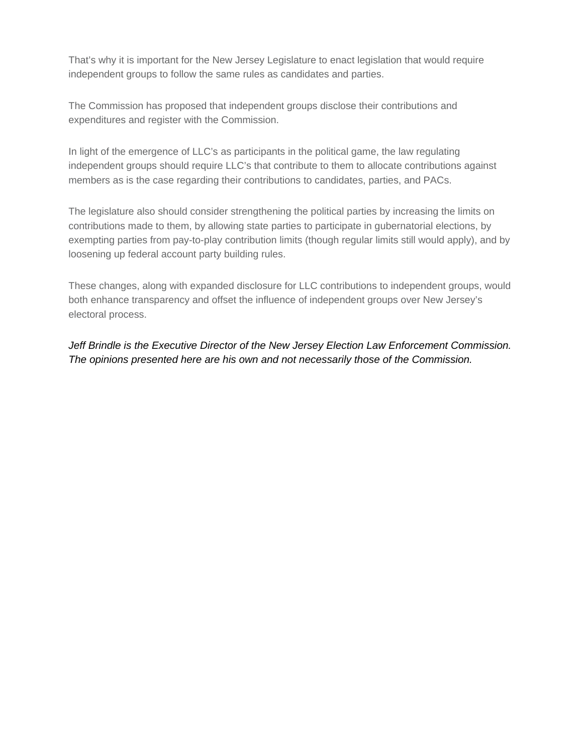That's why it is important for the New Jersey Legislature to enact legislation that would require independent groups to follow the same rules as candidates and parties.

The Commission has proposed that independent groups disclose their contributions and expenditures and register with the Commission.

In light of the emergence of LLC's as participants in the political game, the law regulating independent groups should require LLC's that contribute to them to allocate contributions against members as is the case regarding their contributions to candidates, parties, and PACs.

The legislature also should consider strengthening the political parties by increasing the limits on contributions made to them, by allowing state parties to participate in gubernatorial elections, by exempting parties from pay-to-play contribution limits (though regular limits still would apply), and by loosening up federal account party building rules.

These changes, along with expanded disclosure for LLC contributions to independent groups, would both enhance transparency and offset the influence of independent groups over New Jersey's electoral process.

*Jeff Brindle is the Executive Director of the New Jersey Election Law Enforcement Commission. The opinions presented here are his own and not necessarily those of the Commission.*